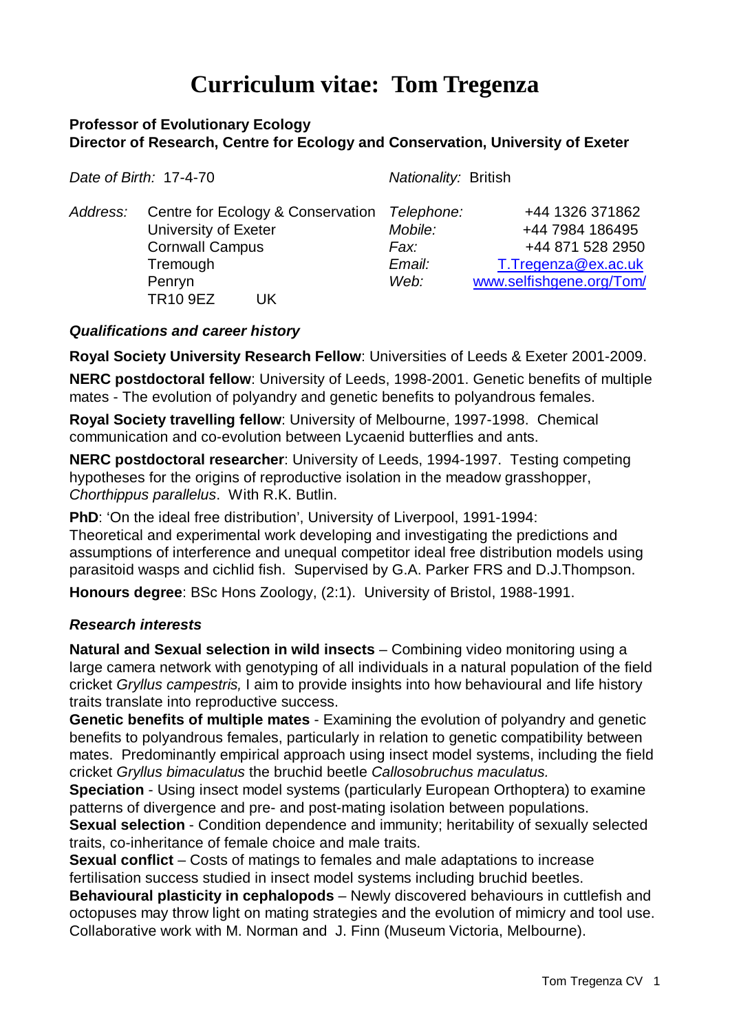# Curriculum vitae: Tom Tregenza

**Professor of Evolutionary Ecology**
**Director of Research, Centre for Ecology and Conservation, University of Exeter**

*Date of Birth:* 17-4-70

*Nationality:* British

*Address:* Centre for Ecology & Conservation
University of Exeter
Cornwall Campus
Tremough
Penryn
TR10 9EZ UK

| | |
|---|---|
| *Telephone:* | +44 1326 371862 |
| *Mobile:* | +44 7984 186495 |
| *Fax:* | +44 871 528 2950 |
| *Email:* | T.Tregenza@ex.ac.uk |
| *Web:* | www.selfishgene.org/Tom/ |

### *Qualifications and career history*

**Royal Society University Research Fellow**: Universities of Leeds & Exeter 2001-2009.

**NERC postdoctoral fellow**: University of Leeds, 1998-2001. Genetic benefits of multiple mates - The evolution of polyandry and genetic benefits to polyandrous females.

**Royal Society travelling fellow**: University of Melbourne, 1997-1998. Chemical communication and co-evolution between Lycaenid butterflies and ants.

**NERC postdoctoral researcher**: University of Leeds, 1994-1997. Testing competing hypotheses for the origins of reproductive isolation in the meadow grasshopper, *Chorthippus parallelus*. With R.K. Butlin.

**PhD**: 'On the ideal free distribution', University of Liverpool, 1991-1994: Theoretical and experimental work developing and investigating the predictions and assumptions of interference and unequal competitor ideal free distribution models using parasitoid wasps and cichlid fish. Supervised by G.A. Parker FRS and D.J.Thompson.

**Honours degree**: BSc Hons Zoology, (2:1). University of Bristol, 1988-1991.

### *Research interests*

**Natural and Sexual selection in wild insects** – Combining video monitoring using a large camera network with genotyping of all individuals in a natural population of the field cricket *Gryllus campestris,* I aim to provide insights into how behavioural and life history traits translate into reproductive success.

**Genetic benefits of multiple mates** - Examining the evolution of polyandry and genetic benefits to polyandrous females, particularly in relation to genetic compatibility between mates. Predominantly empirical approach using insect model systems, including the field cricket *Gryllus bimaculatus* the bruchid beetle *Callosobruchus maculatus.*

**Speciation** - Using insect model systems (particularly European Orthoptera) to examine patterns of divergence and pre- and post-mating isolation between populations.

**Sexual selection** - Condition dependence and immunity; heritability of sexually selected traits, co-inheritance of female choice and male traits.

**Sexual conflict** – Costs of matings to females and male adaptations to increase fertilisation success studied in insect model systems including bruchid beetles.

**Behavioural plasticity in cephalopods** – Newly discovered behaviours in cuttlefish and octopuses may throw light on mating strategies and the evolution of mimicry and tool use. Collaborative work with M. Norman and J. Finn (Museum Victoria, Melbourne).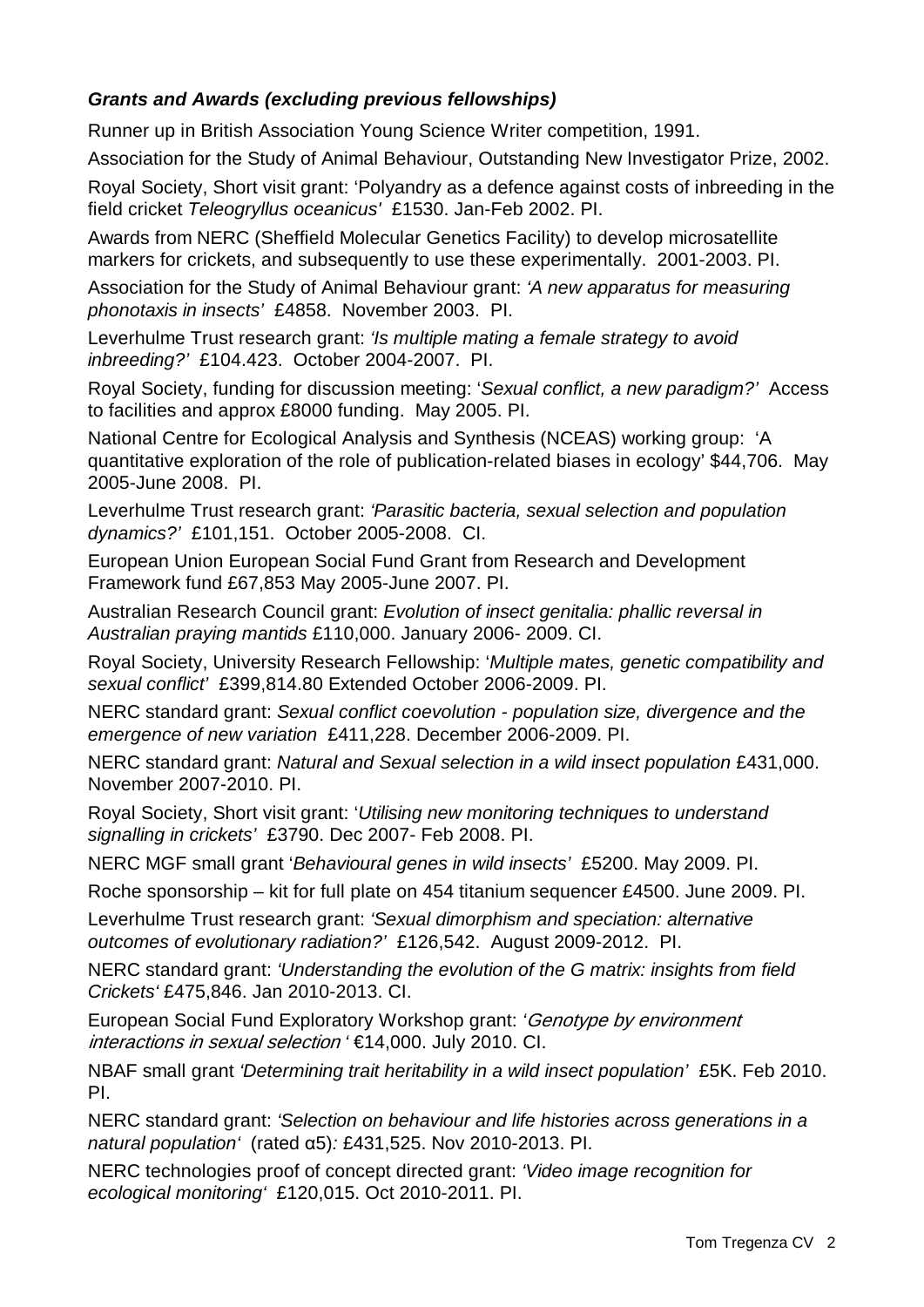### ***Grants and Awards (excluding previous fellowships)***

Runner up in British Association Young Science Writer competition, 1991.

Association for the Study of Animal Behaviour, Outstanding New Investigator Prize, 2002.

Royal Society, Short visit grant: 'Polyandry as a defence against costs of inbreeding in the field cricket *Teleogryllus oceanicus*' £1530. Jan-Feb 2002. PI.

Awards from NERC (Sheffield Molecular Genetics Facility) to develop microsatellite markers for crickets, and subsequently to use these experimentally. 2001-2003. PI.

Association for the Study of Animal Behaviour grant: *'A new apparatus for measuring phonotaxis in insects'* £4858. November 2003. PI.

Leverhulme Trust research grant: *'Is multiple mating a female strategy to avoid inbreeding?'* £104.423. October 2004-2007. PI.

Royal Society, funding for discussion meeting: '*Sexual conflict, a new paradigm?*' Access to facilities and approx £8000 funding. May 2005. PI.

National Centre for Ecological Analysis and Synthesis (NCEAS) working group: 'A quantitative exploration of the role of publication-related biases in ecology' $44,706. May 2005-June 2008. PI.

Leverhulme Trust research grant: *'Parasitic bacteria, sexual selection and population dynamics?'* £101,151. October 2005-2008. CI.

European Union European Social Fund Grant from Research and Development Framework fund £67,853 May 2005-June 2007. PI.

Australian Research Council grant: *Evolution of insect genitalia: phallic reversal in Australian praying mantids* £110,000. January 2006- 2009. CI.

Royal Society, University Research Fellowship: '*Multiple mates, genetic compatibility and sexual conflict*' £399,814.80 Extended October 2006-2009. PI.

NERC standard grant: *Sexual conflict coevolution - population size, divergence and the emergence of new variation* £411,228. December 2006-2009. PI.

NERC standard grant: *Natural and Sexual selection in a wild insect population* £431,000. November 2007-2010. PI.

Royal Society, Short visit grant: '*Utilising new monitoring techniques to understand signalling in crickets*' £3790. Dec 2007- Feb 2008. PI.

NERC MGF small grant '*Behavioural genes in wild insects*' £5200. May 2009. PI.

Roche sponsorship – kit for full plate on 454 titanium sequencer £4500. June 2009. PI.

Leverhulme Trust research grant: *'Sexual dimorphism and speciation: alternative outcomes of evolutionary radiation?'* £126,542. August 2009-2012. PI.

NERC standard grant: *'Understanding the evolution of the G matrix: insights from field Crickets'* £475,846. Jan 2010-2013. CI.

European Social Fund Exploratory Workshop grant: '*Genotype by environment interactions in sexual selection* ' €14,000. July 2010. CI.

NBAF small grant *'Determining trait heritability in a wild insect population'* £5K. Feb 2010. PI.

NERC standard grant: *'Selection on behaviour and life histories across generations in a natural population'* (rated α5)*:* £431,525. Nov 2010-2013. PI.

NERC technologies proof of concept directed grant: *'Video image recognition for ecological monitoring'* £120,015. Oct 2010-2011. PI.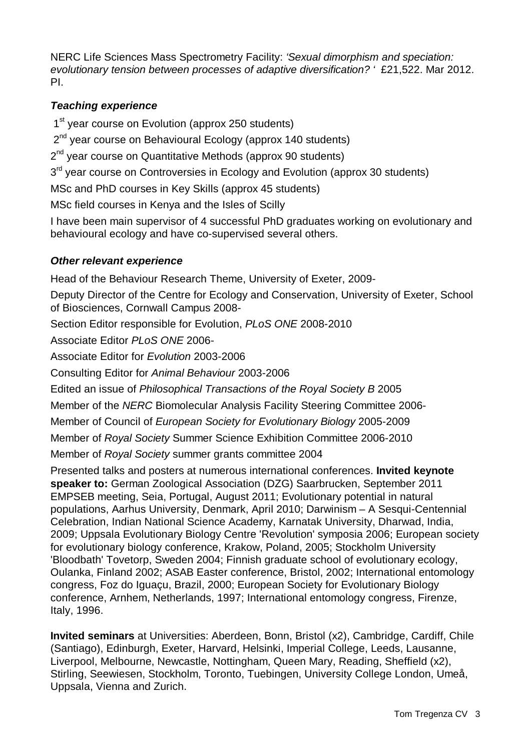NERC Life Sciences Mass Spectrometry Facility: *'Sexual dimorphism and speciation: evolutionary tension between processes of adaptive diversification? '* £21,522. Mar 2012. PI.

### *Teaching experience*

1st year course on Evolution (approx 250 students)

2nd year course on Behavioural Ecology (approx 140 students)

2nd year course on Quantitative Methods (approx 90 students)

3rd year course on Controversies in Ecology and Evolution (approx 30 students)

MSc and PhD courses in Key Skills (approx 45 students)

MSc field courses in Kenya and the Isles of Scilly

I have been main supervisor of 4 successful PhD graduates working on evolutionary and behavioural ecology and have co-supervised several others.

### *Other relevant experience*

Head of the Behaviour Research Theme, University of Exeter, 2009-

Deputy Director of the Centre for Ecology and Conservation, University of Exeter, School of Biosciences, Cornwall Campus 2008-

Section Editor responsible for Evolution, *PLoS ONE* 2008-2010

Associate Editor *PLoS ONE* 2006-

Associate Editor for *Evolution* 2003-2006

Consulting Editor for *Animal Behaviour* 2003-2006

Edited an issue of *Philosophical Transactions of the Royal Society B* 2005

Member of the *NERC* Biomolecular Analysis Facility Steering Committee 2006-

Member of Council of *European Society for Evolutionary Biology* 2005-2009

Member of *Royal Society* Summer Science Exhibition Committee 2006-2010

Member of *Royal Society* summer grants committee 2004

Presented talks and posters at numerous international conferences. **Invited keynote speaker to:** German Zoological Association (DZG) Saarbrucken, September 2011 EMPSEB meeting, Seia, Portugal, August 2011; Evolutionary potential in natural populations, Aarhus University, Denmark, April 2010; Darwinism – A Sesqui-Centennial Celebration, Indian National Science Academy, Karnatak University, Dharwad, India, 2009; Uppsala Evolutionary Biology Centre 'Revolution' symposia 2006; European society for evolutionary biology conference, Krakow, Poland, 2005; Stockholm University 'Bloodbath' Tovetorp, Sweden 2004; Finnish graduate school of evolutionary ecology, Oulanka, Finland 2002; ASAB Easter conference, Bristol, 2002; International entomology congress, Foz do Iguaçu, Brazil, 2000; European Society for Evolutionary Biology conference, Arnhem, Netherlands, 1997; International entomology congress, Firenze, Italy, 1996.

**Invited seminars** at Universities: Aberdeen, Bonn, Bristol (x2), Cambridge, Cardiff, Chile (Santiago), Edinburgh, Exeter, Harvard, Helsinki, Imperial College, Leeds, Lausanne, Liverpool, Melbourne, Newcastle, Nottingham, Queen Mary, Reading, Sheffield (x2), Stirling, Seewiesen, Stockholm, Toronto, Tuebingen, University College London, Umeå, Uppsala, Vienna and Zurich.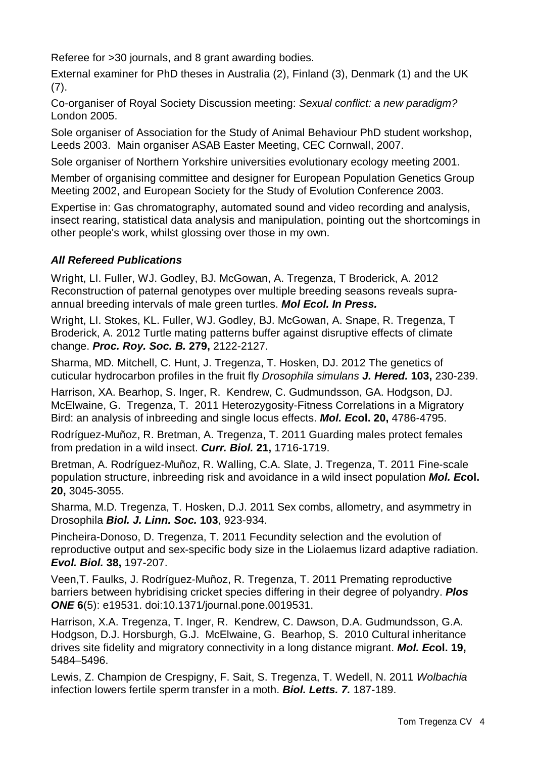Referee for >30 journals, and 8 grant awarding bodies.

External examiner for PhD theses in Australia (2), Finland (3), Denmark (1) and the UK (7).

Co-organiser of Royal Society Discussion meeting: *Sexual conflict: a new paradigm?* London 2005.

Sole organiser of Association for the Study of Animal Behaviour PhD student workshop, Leeds 2003. Main organiser ASAB Easter Meeting, CEC Cornwall, 2007.

Sole organiser of Northern Yorkshire universities evolutionary ecology meeting 2001.

Member of organising committee and designer for European Population Genetics Group Meeting 2002, and European Society for the Study of Evolution Conference 2003.

Expertise in: Gas chromatography, automated sound and video recording and analysis, insect rearing, statistical data analysis and manipulation, pointing out the shortcomings in other people's work, whilst glossing over those in my own.

### ***All Refereed Publications***

Wright, LI. Fuller, WJ. Godley, BJ. McGowan, A. Tregenza, T Broderick, A. 2012 Reconstruction of paternal genotypes over multiple breeding seasons reveals supra-annual breeding intervals of male green turtles. ***Mol Ecol. In Press.***

Wright, LI. Stokes, KL. Fuller, WJ. Godley, BJ. McGowan, A. Snape, R. Tregenza, T Broderick, A. 2012 Turtle mating patterns buffer against disruptive effects of climate change. ***Proc. Roy. Soc. B.*** **279,** 2122-2127.

Sharma, MD. Mitchell, C. Hunt, J. Tregenza, T. Hosken, DJ. 2012 The genetics of cuticular hydrocarbon profiles in the fruit fly *Drosophila simulans* ***J. Hered.*** **103,** 230-239.

Harrison, XA. Bearhop, S. Inger, R. Kendrew, C. Gudmundsson, GA. Hodgson, DJ. McElwaine, G. Tregenza, T. 2011 Heterozygosity-Fitness Correlations in a Migratory Bird: an analysis of inbreeding and single locus effects. ***Mol. Ecol.*** **20,** 4786-4795.

Rodríguez-Muñoz, R. Bretman, A. Tregenza, T. 2011 Guarding males protect females from predation in a wild insect. ***Curr. Biol.*** **21,** 1716-1719.

Bretman, A. Rodríguez-Muñoz, R. Walling, C.A. Slate, J. Tregenza, T. 2011 Fine-scale population structure, inbreeding risk and avoidance in a wild insect population ***Mol. Ecol.*** **20,** 3045-3055.

Sharma, M.D. Tregenza, T. Hosken, D.J. 2011 Sex combs, allometry, and asymmetry in Drosophila ***Biol. J. Linn. Soc.*** **103**, 923-934.

Pincheira-Donoso, D. Tregenza, T. 2011 Fecundity selection and the evolution of reproductive output and sex-specific body size in the Liolaemus lizard adaptive radiation. ***Evol. Biol.*** **38,** 197-207.

Veen,T. Faulks, J. Rodríguez-Muñoz, R. Tregenza, T. 2011 Premating reproductive barriers between hybridising cricket species differing in their degree of polyandry. ***Plos ONE*** **6**(5): e19531. doi:10.1371/journal.pone.0019531.

Harrison, X.A. Tregenza, T. Inger, R. Kendrew, C. Dawson, D.A. Gudmundsson, G.A. Hodgson, D.J. Horsburgh, G.J. McElwaine, G. Bearhop, S. 2010 Cultural inheritance drives site fidelity and migratory connectivity in a long distance migrant. ***Mol. Ecol.*** **19,** 5484–5496.

Lewis, Z. Champion de Crespigny, F. Sait, S. Tregenza, T. Wedell, N. 2011 *Wolbachia* infection lowers fertile sperm transfer in a moth. ***Biol. Letts. 7.*** 187-189.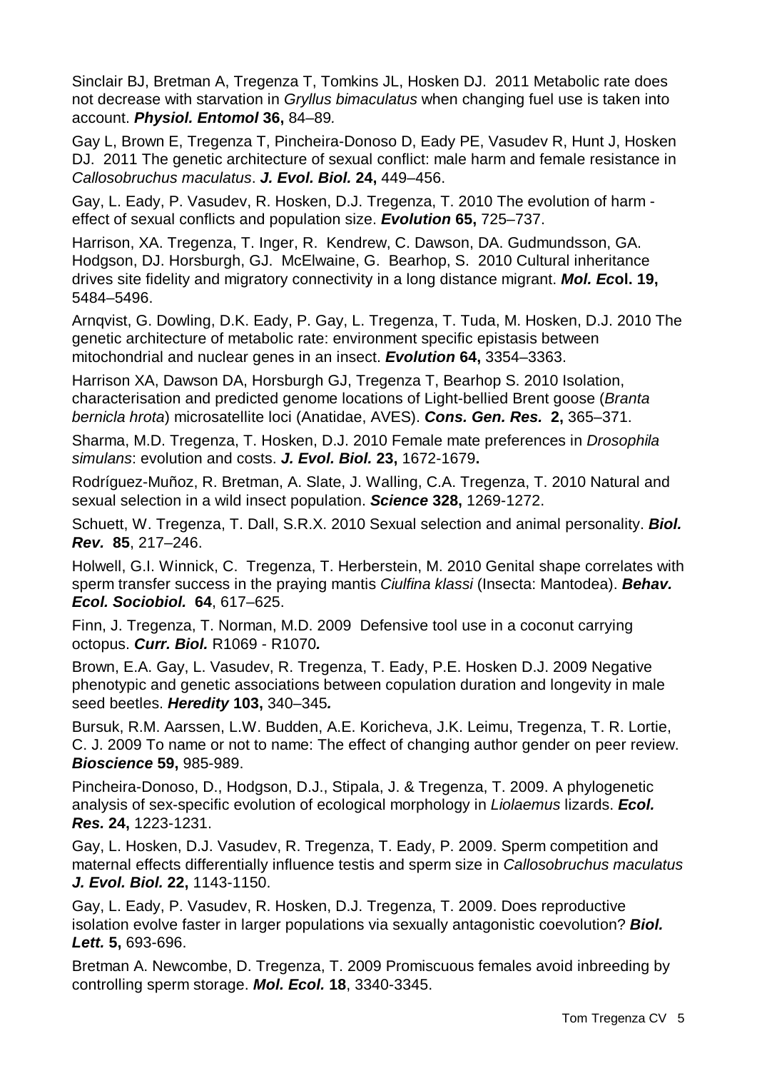Sinclair BJ, Bretman A, Tregenza T, Tomkins JL, Hosken DJ. 2011 Metabolic rate does not decrease with starvation in *Gryllus bimaculatus* when changing fuel use is taken into account. ***Physiol. Entomol* 36,** 84–89*.*

Gay L, Brown E, Tregenza T, Pincheira-Donoso D, Eady PE, Vasudev R, Hunt J, Hosken DJ. 2011 The genetic architecture of sexual conflict: male harm and female resistance in *Callosobruchus maculatus*. ***J. Evol. Biol.* 24,** 449–456.

Gay, L. Eady, P. Vasudev, R. Hosken, D.J. Tregenza, T. 2010 The evolution of harm - effect of sexual conflicts and population size. ***Evolution* 65,** 725–737.

Harrison, XA. Tregenza, T. Inger, R. Kendrew, C. Dawson, DA. Gudmundsson, GA. Hodgson, DJ. Horsburgh, GJ. McElwaine, G. Bearhop, S. 2010 Cultural inheritance drives site fidelity and migratory connectivity in a long distance migrant. ***Mol. Ecol.* 19,** 5484–5496.

Arnqvist, G. Dowling, D.K. Eady, P. Gay, L. Tregenza, T. Tuda, M. Hosken, D.J. 2010 The genetic architecture of metabolic rate: environment specific epistasis between mitochondrial and nuclear genes in an insect. ***Evolution* 64,** 3354–3363.

Harrison XA, Dawson DA, Horsburgh GJ, Tregenza T, Bearhop S. 2010 Isolation, characterisation and predicted genome locations of Light-bellied Brent goose (*Branta bernicla hrota*) microsatellite loci (Anatidae, AVES). ***Cons. Gen. Res.* 2,** 365–371.

Sharma, M.D. Tregenza, T. Hosken, D.J. 2010 Female mate preferences in *Drosophila simulans*: evolution and costs. ***J. Evol. Biol.* 23,** 1672-1679**.**

Rodríguez-Muñoz, R. Bretman, A. Slate, J. Walling, C.A. Tregenza, T. 2010 Natural and sexual selection in a wild insect population. ***Science* 328,** 1269-1272.

Schuett, W. Tregenza, T. Dall, S.R.X. 2010 Sexual selection and animal personality. ***Biol. Rev.* 85**, 217–246.

Holwell, G.I. Winnick, C. Tregenza, T. Herberstein, M. 2010 Genital shape correlates with sperm transfer success in the praying mantis *Ciulfina klassi* (Insecta: Mantodea). ***Behav. Ecol. Sociobiol.* 64**, 617–625.

Finn, J. Tregenza, T. Norman, M.D. 2009 Defensive tool use in a coconut carrying octopus. ***Curr. Biol.*** R1069 - R1070**.**

Brown, E.A. Gay, L. Vasudev, R. Tregenza, T. Eady, P.E. Hosken D.J. 2009 Negative phenotypic and genetic associations between copulation duration and longevity in male seed beetles. ***Heredity* 103,** 340–345*.*

Bursuk, R.M. Aarssen, L.W. Budden, A.E. Koricheva, J.K. Leimu, Tregenza, T. R. Lortie, C. J. 2009 To name or not to name: The effect of changing author gender on peer review. ***Bioscience* 59,** 985-989.

Pincheira-Donoso, D., Hodgson, D.J., Stipala, J. & Tregenza, T. 2009. A phylogenetic analysis of sex-specific evolution of ecological morphology in *Liolaemus* lizards. ***Ecol. Res.* 24,** 1223-1231.

Gay, L. Hosken, D.J. Vasudev, R. Tregenza, T. Eady, P. 2009. Sperm competition and maternal effects differentially influence testis and sperm size in *Callosobruchus maculatus* ***J. Evol. Biol.* 22,** 1143-1150.

Gay, L. Eady, P. Vasudev, R. Hosken, D.J. Tregenza, T. 2009. Does reproductive isolation evolve faster in larger populations via sexually antagonistic coevolution? ***Biol. Lett.* 5,** 693-696.

Bretman A. Newcombe, D. Tregenza, T. 2009 Promiscuous females avoid inbreeding by controlling sperm storage. ***Mol. Ecol.* 18**, 3340-3345.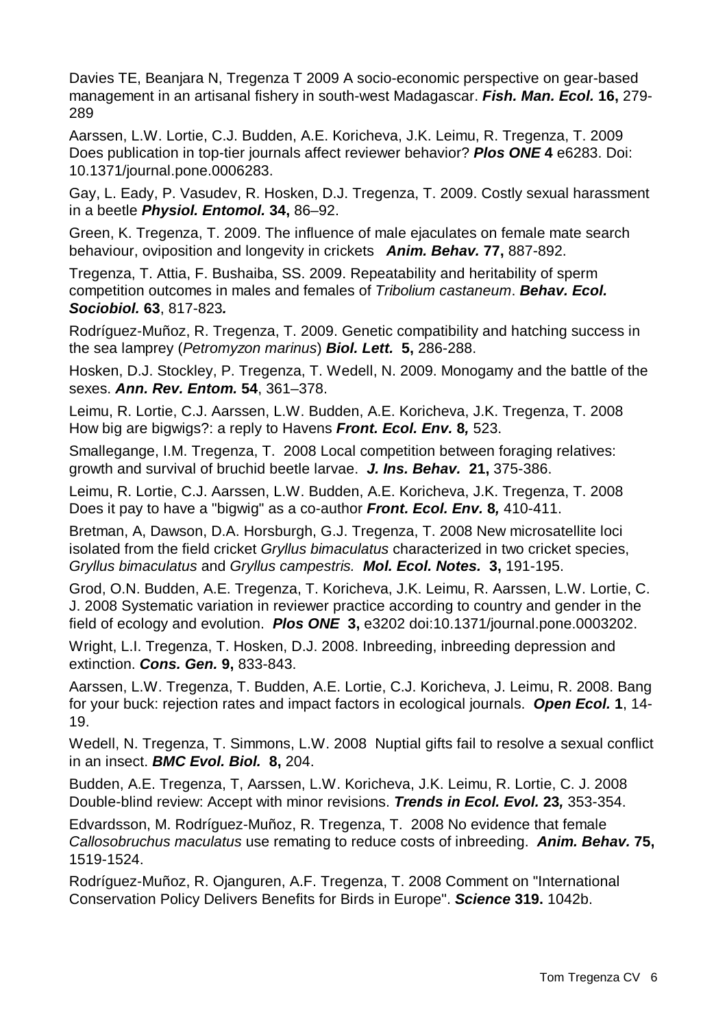Davies TE, Beanjara N, Tregenza T 2009 A socio-economic perspective on gear-based management in an artisanal fishery in south-west Madagascar. ***Fish. Man. Ecol.*** **16,** 279-289

Aarssen, L.W. Lortie, C.J. Budden, A.E. Koricheva, J.K. Leimu, R. Tregenza, T. 2009 Does publication in top-tier journals affect reviewer behavior? ***Plos ONE*** **4** e6283. Doi: 10.1371/journal.pone.0006283.

Gay, L. Eady, P. Vasudev, R. Hosken, D.J. Tregenza, T. 2009. Costly sexual harassment in a beetle ***Physiol. Entomol.*** **34,** 86–92.

Green, K. Tregenza, T. 2009. The influence of male ejaculates on female mate search behaviour, oviposition and longevity in crickets ***Anim. Behav.*** **77,** 887-892.

Tregenza, T. Attia, F. Bushaiba, SS. 2009. Repeatability and heritability of sperm competition outcomes in males and females of *Tribolium castaneum*. ***Behav. Ecol. Sociobiol.*** **63**, 817-823***.***

Rodríguez-Muñoz, R. Tregenza, T. 2009. Genetic compatibility and hatching success in the sea lamprey (*Petromyzon marinus*) ***Biol. Lett.*** **5,** 286-288.

Hosken, D.J. Stockley, P. Tregenza, T. Wedell, N. 2009. Monogamy and the battle of the sexes. ***Ann. Rev. Entom.*** **54**, 361–378.

Leimu, R. Lortie, C.J. Aarssen, L.W. Budden, A.E. Koricheva, J.K. Tregenza, T. 2008 How big are bigwigs?: a reply to Havens ***Front. Ecol. Env.*** **8***,* 523.

Smallegange, I.M. Tregenza, T. 2008 Local competition between foraging relatives: growth and survival of bruchid beetle larvae. ***J. Ins. Behav.*** **21,** 375-386.

Leimu, R. Lortie, C.J. Aarssen, L.W. Budden, A.E. Koricheva, J.K. Tregenza, T. 2008 Does it pay to have a "bigwig" as a co-author ***Front. Ecol. Env.*** **8***,* 410-411.

Bretman, A, Dawson, D.A. Horsburgh, G.J. Tregenza, T. 2008 New microsatellite loci isolated from the field cricket *Gryllus bimaculatus* characterized in two cricket species, *Gryllus bimaculatus* and *Gryllus campestris.* ***Mol. Ecol. Notes.*** **3,** 191-195.

Grod, O.N. Budden, A.E. Tregenza, T. Koricheva, J.K. Leimu, R. Aarssen, L.W. Lortie, C. J. 2008 Systematic variation in reviewer practice according to country and gender in the field of ecology and evolution. ***Plos ONE*** **3,** e3202 doi:10.1371/journal.pone.0003202.

Wright, L.I. Tregenza, T. Hosken, D.J. 2008. Inbreeding, inbreeding depression and extinction. ***Cons. Gen.*** **9,** 833-843.

Aarssen, L.W. Tregenza, T. Budden, A.E. Lortie, C.J. Koricheva, J. Leimu, R. 2008. Bang for your buck: rejection rates and impact factors in ecological journals. ***Open Ecol.*** **1**, 14-19.

Wedell, N. Tregenza, T. Simmons, L.W. 2008 Nuptial gifts fail to resolve a sexual conflict in an insect. ***BMC Evol. Biol.*** **8,** 204.

Budden, A.E. Tregenza, T, Aarssen, L.W. Koricheva, J.K. Leimu, R. Lortie, C. J. 2008 Double-blind review: Accept with minor revisions. ***Trends in Ecol. Evol.*** **23***,* 353-354.

Edvardsson, M. Rodríguez-Muñoz, R. Tregenza, T. 2008 No evidence that female *Callosobruchus maculatus* use remating to reduce costs of inbreeding. ***Anim. Behav.*** **75,** 1519-1524.

Rodríguez-Muñoz, R. Ojanguren, A.F. Tregenza, T. 2008 Comment on "International Conservation Policy Delivers Benefits for Birds in Europe". ***Science*** **319.** 1042b.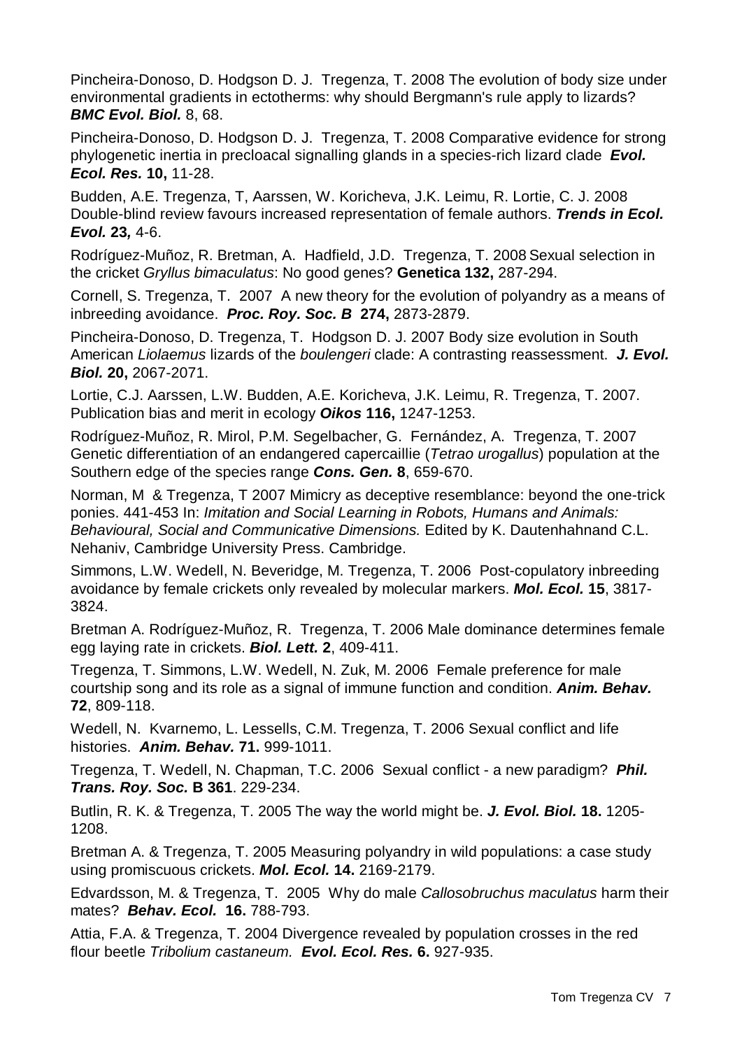Pincheira-Donoso, D. Hodgson D. J. Tregenza, T. 2008 The evolution of body size under environmental gradients in ectotherms: why should Bergmann's rule apply to lizards? ***BMC Evol. Biol.*** 8, 68.

Pincheira-Donoso, D. Hodgson D. J. Tregenza, T. 2008 Comparative evidence for strong phylogenetic inertia in precloacal signalling glands in a species-rich lizard clade ***Evol. Ecol. Res.*** **10,** 11-28.

Budden, A.E. Tregenza, T, Aarssen, W. Koricheva, J.K. Leimu, R. Lortie, C. J. 2008 Double-blind review favours increased representation of female authors. ***Trends in Ecol. Evol.*** **23,** 4-6.

Rodríguez-Muñoz, R. Bretman, A. Hadfield, J.D. Tregenza, T. 2008 Sexual selection in the cricket *Gryllus bimaculatus*: No good genes? **Genetica 132,** 287-294.

Cornell, S. Tregenza, T. 2007 A new theory for the evolution of polyandry as a means of inbreeding avoidance. ***Proc. Roy. Soc. B*** **274,** 2873-2879.

Pincheira-Donoso, D. Tregenza, T. Hodgson D. J. 2007 Body size evolution in South American *Liolaemus* lizards of the *boulengeri* clade: A contrasting reassessment. ***J. Evol. Biol.*** **20,** 2067-2071.

Lortie, C.J. Aarssen, L.W. Budden, A.E. Koricheva, J.K. Leimu, R. Tregenza, T. 2007. Publication bias and merit in ecology ***Oikos*** **116,** 1247-1253.

Rodríguez-Muñoz, R. Mirol, P.M. Segelbacher, G. Fernández, A. Tregenza, T. 2007 Genetic differentiation of an endangered capercaillie (*Tetrao urogallus*) population at the Southern edge of the species range ***Cons. Gen.*** **8**, 659-670.

Norman, M & Tregenza, T 2007 Mimicry as deceptive resemblance: beyond the one-trick ponies. 441-453 In: *Imitation and Social Learning in Robots, Humans and Animals: Behavioural, Social and Communicative Dimensions.* Edited by K. Dautenhahnand C.L. Nehaniv, Cambridge University Press. Cambridge.

Simmons, L.W. Wedell, N. Beveridge, M. Tregenza, T. 2006 Post-copulatory inbreeding avoidance by female crickets only revealed by molecular markers. ***Mol. Ecol.*** **15**, 3817-3824.

Bretman A. Rodríguez-Muñoz, R. Tregenza, T. 2006 Male dominance determines female egg laying rate in crickets. ***Biol. Lett.*** **2**, 409-411.

Tregenza, T. Simmons, L.W. Wedell, N. Zuk, M. 2006 Female preference for male courtship song and its role as a signal of immune function and condition. ***Anim. Behav.*** **72**, 809-118.

Wedell, N. Kvarnemo, L. Lessells, C.M. Tregenza, T. 2006 Sexual conflict and life histories. ***Anim. Behav.*** **71.** 999-1011.

Tregenza, T. Wedell, N. Chapman, T.C. 2006 Sexual conflict - a new paradigm? ***Phil. Trans. Roy. Soc.*** **B 361**. 229-234.

Butlin, R. K. & Tregenza, T. 2005 The way the world might be. ***J. Evol. Biol.*** **18.** 1205-1208.

Bretman A. & Tregenza, T. 2005 Measuring polyandry in wild populations: a case study using promiscuous crickets. ***Mol. Ecol.*** **14.** 2169-2179.

Edvardsson, M. & Tregenza, T. 2005 Why do male *Callosobruchus maculatus* harm their mates? ***Behav. Ecol.*** **16.** 788-793.

Attia, F.A. & Tregenza, T. 2004 Divergence revealed by population crosses in the red flour beetle *Tribolium castaneum.* ***Evol. Ecol. Res.*** **6.** 927-935.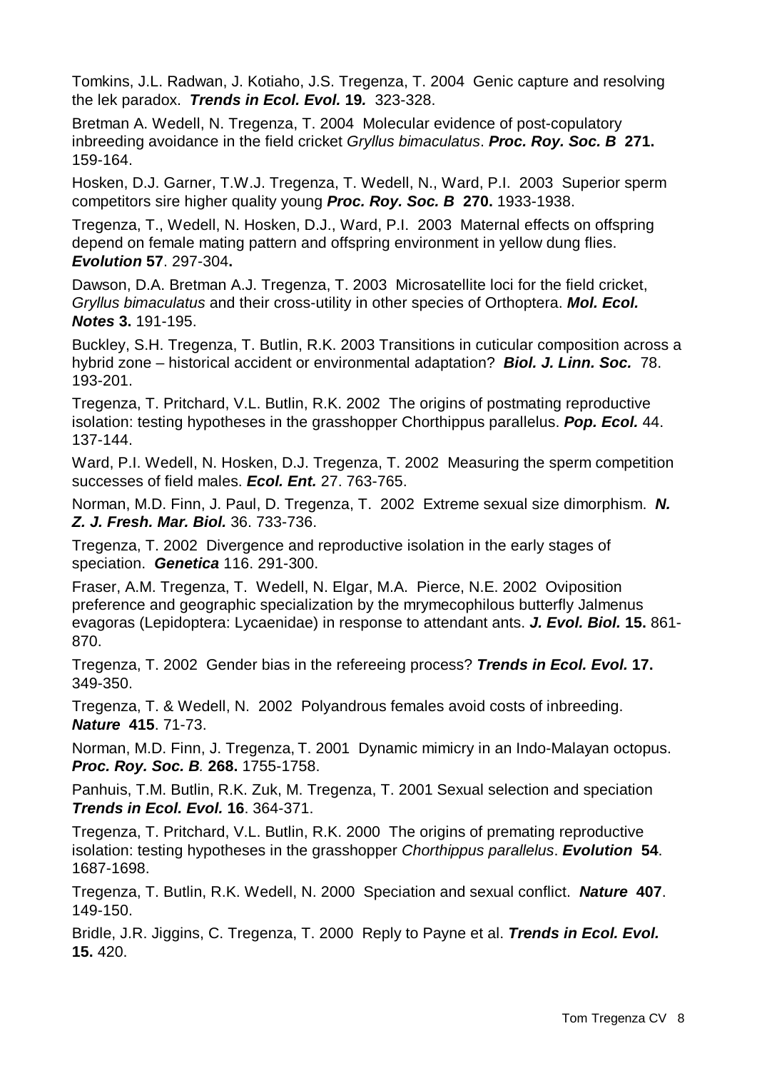Tomkins, J.L. Radwan, J. Kotiaho, J.S. Tregenza, T. 2004 Genic capture and resolving the lek paradox. ***Trends in Ecol. Evol.*** **19*.*** 323-328.

Bretman A. Wedell, N. Tregenza, T. 2004 Molecular evidence of post-copulatory inbreeding avoidance in the field cricket *Gryllus bimaculatus*. ***Proc. Roy. Soc. B*** **271.** 159-164.

Hosken, D.J. Garner, T.W.J. Tregenza, T. Wedell, N., Ward, P.I. 2003 Superior sperm competitors sire higher quality young ***Proc. Roy. Soc. B*** **270.** 1933-1938.

Tregenza, T., Wedell, N. Hosken, D.J., Ward, P.I. 2003 Maternal effects on offspring depend on female mating pattern and offspring environment in yellow dung flies. ***Evolution*** **57**. 297-304**.**

Dawson, D.A. Bretman A.J. Tregenza, T. 2003 Microsatellite loci for the field cricket, *Gryllus bimaculatus* and their cross-utility in other species of Orthoptera. ***Mol. Ecol. Notes*** **3.** 191-195.

Buckley, S.H. Tregenza, T. Butlin, R.K. 2003 Transitions in cuticular composition across a hybrid zone – historical accident or environmental adaptation? ***Biol. J. Linn. Soc.*** 78. 193-201.

Tregenza, T. Pritchard, V.L. Butlin, R.K. 2002 The origins of postmating reproductive isolation: testing hypotheses in the grasshopper Chorthippus parallelus. ***Pop. Ecol.*** 44. 137-144.

Ward, P.I. Wedell, N. Hosken, D.J. Tregenza, T. 2002 Measuring the sperm competition successes of field males. ***Ecol. Ent.*** 27. 763-765.

Norman, M.D. Finn, J. Paul, D. Tregenza, T. 2002 Extreme sexual size dimorphism. ***N. Z. J. Fresh. Mar. Biol.*** 36. 733-736.

Tregenza, T. 2002 Divergence and reproductive isolation in the early stages of speciation. ***Genetica*** 116. 291-300.

Fraser, A.M. Tregenza, T. Wedell, N. Elgar, M.A. Pierce, N.E. 2002 Oviposition preference and geographic specialization by the mrymecophilous butterfly Jalmenus evagoras (Lepidoptera: Lycaenidae) in response to attendant ants. ***J. Evol. Biol.*** **15.** 861-870.

Tregenza, T. 2002 Gender bias in the refereeing process? ***Trends in Ecol. Evol.*** **17.** 349-350.

Tregenza, T. & Wedell, N. 2002 Polyandrous females avoid costs of inbreeding. ***Nature*** **415**. 71-73.

Norman, M.D. Finn, J. Tregenza, T. 2001 Dynamic mimicry in an Indo-Malayan octopus. ***Proc. Roy. Soc. B****.* **268.** 1755-1758.

Panhuis, T.M. Butlin, R.K. Zuk, M. Tregenza, T. 2001 Sexual selection and speciation ***Trends in Ecol. Evol.*** **16**. 364-371.

Tregenza, T. Pritchard, V.L. Butlin, R.K. 2000 The origins of premating reproductive isolation: testing hypotheses in the grasshopper *Chorthippus parallelus*. ***Evolution*** **54**. 1687-1698.

Tregenza, T. Butlin, R.K. Wedell, N. 2000 Speciation and sexual conflict. ***Nature*** **407**. 149-150.

Bridle, J.R. Jiggins, C. Tregenza, T. 2000 Reply to Payne et al. ***Trends in Ecol. Evol.*** **15.** 420.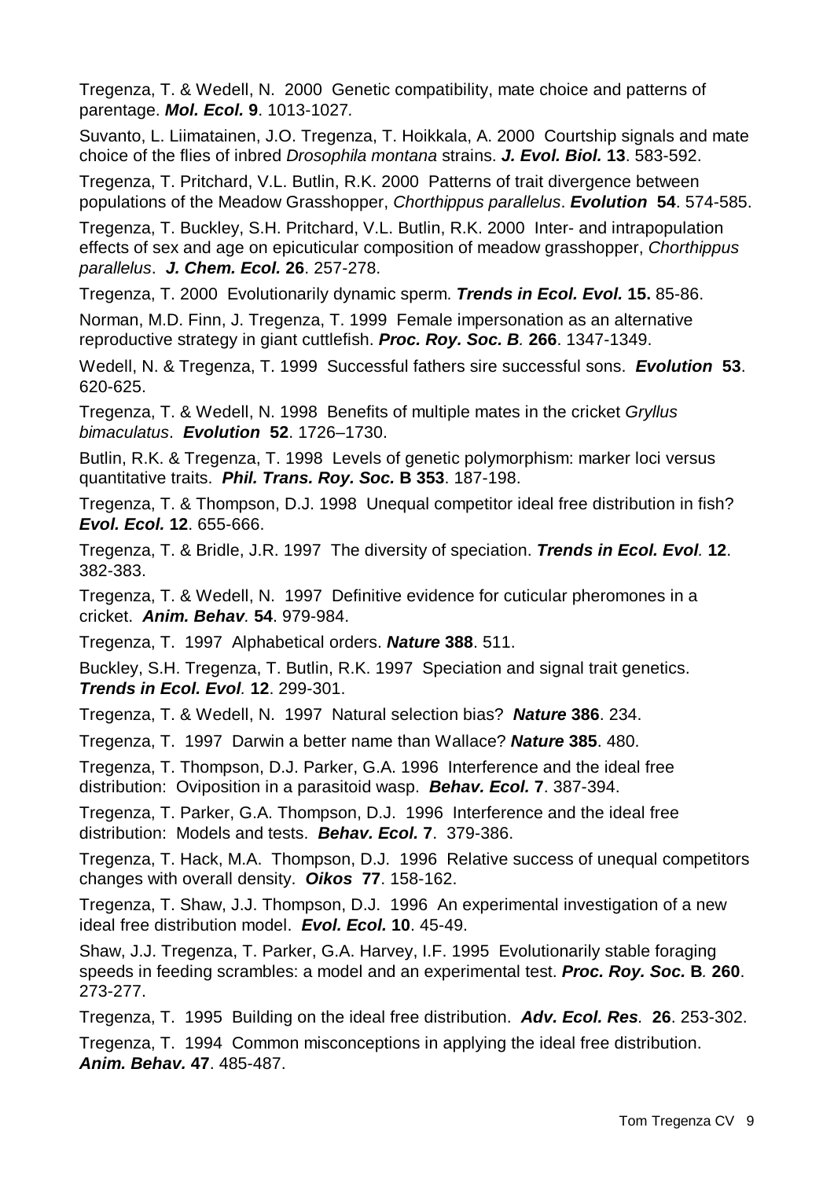Tregenza, T. & Wedell, N. 2000 Genetic compatibility, mate choice and patterns of parentage. ***Mol. Ecol.* 9**. 1013-1027.

Suvanto, L. Liimatainen, J.O. Tregenza, T. Hoikkala, A. 2000 Courtship signals and mate choice of the flies of inbred *Drosophila montana* strains. ***J. Evol. Biol.* 13**. 583-592.

Tregenza, T. Pritchard, V.L. Butlin, R.K. 2000 Patterns of trait divergence between populations of the Meadow Grasshopper, *Chorthippus parallelus*. ***Evolution* 54**. 574-585.

Tregenza, T. Buckley, S.H. Pritchard, V.L. Butlin, R.K. 2000 Inter- and intrapopulation effects of sex and age on epicuticular composition of meadow grasshopper, *Chorthippus parallelus*. ***J. Chem. Ecol.* 26**. 257-278.

Tregenza, T. 2000 Evolutionarily dynamic sperm. ***Trends in Ecol. Evol.* 15.** 85-86.

Norman, M.D. Finn, J. Tregenza, T. 1999 Female impersonation as an alternative reproductive strategy in giant cuttlefish. ***Proc. Roy. Soc. B.* 266**. 1347-1349.

Wedell, N. & Tregenza, T. 1999 Successful fathers sire successful sons. ***Evolution* 53**. 620-625.

Tregenza, T. & Wedell, N. 1998 Benefits of multiple mates in the cricket *Gryllus bimaculatus*. ***Evolution* 52**. 1726–1730.

Butlin, R.K. & Tregenza, T. 1998 Levels of genetic polymorphism: marker loci versus quantitative traits. ***Phil. Trans. Roy. Soc.* B 353**. 187-198.

Tregenza, T. & Thompson, D.J. 1998 Unequal competitor ideal free distribution in fish? ***Evol. Ecol.* 12**. 655-666.

Tregenza, T. & Bridle, J.R. 1997 The diversity of speciation. ***Trends in Ecol. Evol.* 12**. 382-383.

Tregenza, T. & Wedell, N. 1997 Definitive evidence for cuticular pheromones in a cricket. ***Anim. Behav.* 54**. 979-984.

Tregenza, T. 1997 Alphabetical orders. ***Nature* 388**. 511.

Buckley, S.H. Tregenza, T. Butlin, R.K. 1997 Speciation and signal trait genetics. ***Trends in Ecol. Evol.* 12**. 299-301.

Tregenza, T. & Wedell, N. 1997 Natural selection bias? ***Nature* 386**. 234.

Tregenza, T. 1997 Darwin a better name than Wallace? ***Nature* 385**. 480.

Tregenza, T. Thompson, D.J. Parker, G.A. 1996 Interference and the ideal free distribution: Oviposition in a parasitoid wasp. ***Behav. Ecol.* 7**. 387-394.

Tregenza, T. Parker, G.A. Thompson, D.J. 1996 Interference and the ideal free distribution: Models and tests. ***Behav. Ecol.* 7**. 379-386.

Tregenza, T. Hack, M.A. Thompson, D.J. 1996 Relative success of unequal competitors changes with overall density. ***Oikos* 77**. 158-162.

Tregenza, T. Shaw, J.J. Thompson, D.J. 1996 An experimental investigation of a new ideal free distribution model. ***Evol. Ecol.* 10**. 45-49.

Shaw, J.J. Tregenza, T. Parker, G.A. Harvey, I.F. 1995 Evolutionarily stable foraging speeds in feeding scrambles: a model and an experimental test. ***Proc. Roy. Soc.* B. 260**. 273-277.

Tregenza, T. 1995 Building on the ideal free distribution. ***Adv. Ecol. Res.* 26**. 253-302.

Tregenza, T. 1994 Common misconceptions in applying the ideal free distribution. ***Anim. Behav.* 47**. 485-487.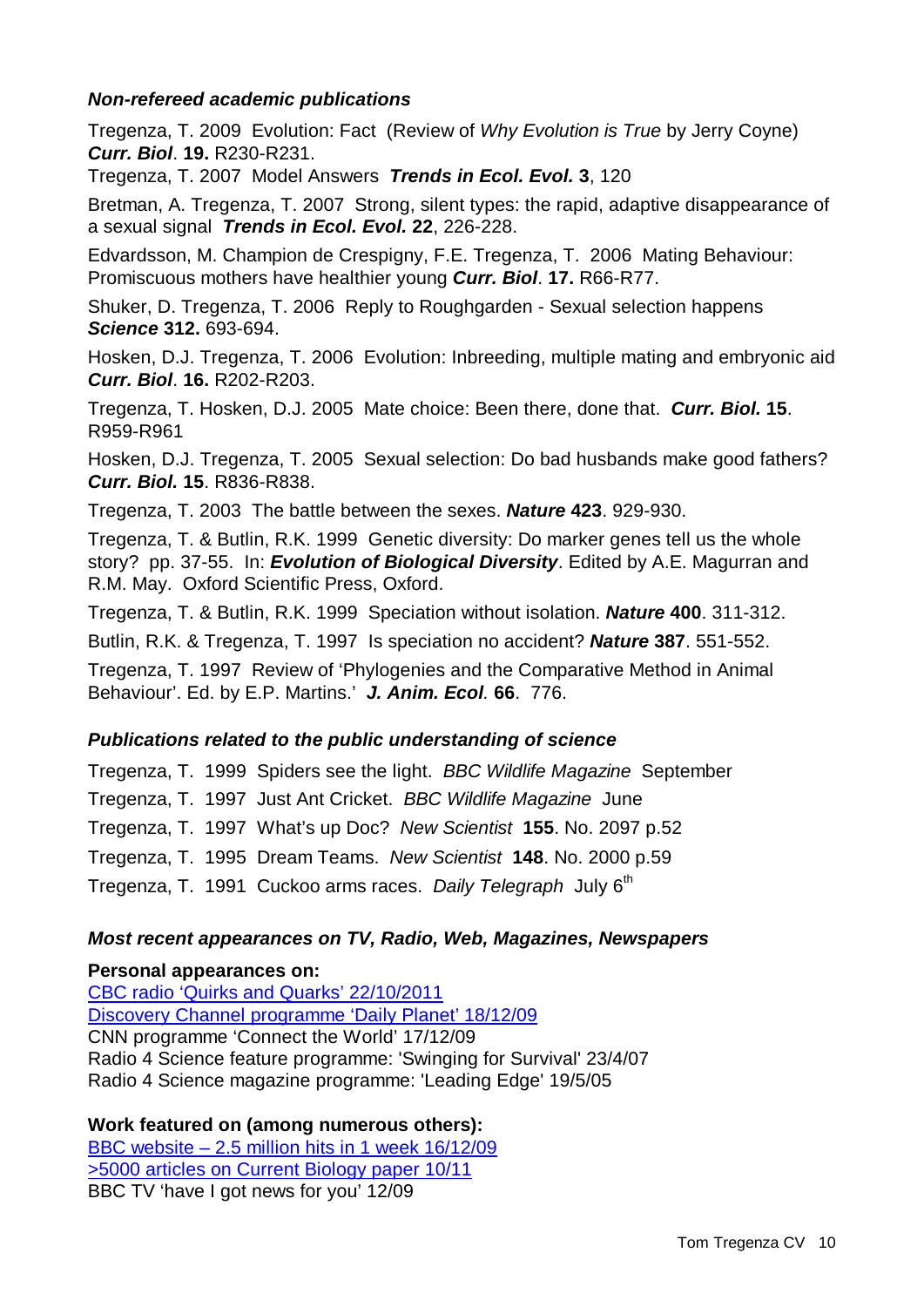### *Non-refereed academic publications*

Tregenza, T. 2009 Evolution: Fact (Review of *Why Evolution is True* by Jerry Coyne) ***Curr. Biol***. **19.** R230-R231.

Tregenza, T. 2007 Model Answers ***Trends in Ecol. Evol.*** **3**, 120

Bretman, A. Tregenza, T. 2007 Strong, silent types: the rapid, adaptive disappearance of a sexual signal ***Trends in Ecol. Evol.*** **22**, 226-228.

Edvardsson, M. Champion de Crespigny, F.E. Tregenza, T. 2006 Mating Behaviour: Promiscuous mothers have healthier young ***Curr. Biol***. **17.** R66-R77.

Shuker, D. Tregenza, T. 2006 Reply to Roughgarden - Sexual selection happens ***Science*** **312.** 693-694.

Hosken, D.J. Tregenza, T. 2006 Evolution: Inbreeding, multiple mating and embryonic aid ***Curr. Biol***. **16.** R202-R203.

Tregenza, T. Hosken, D.J. 2005 Mate choice: Been there, done that. ***Curr. Biol.*** **15**. R959-R961

Hosken, D.J. Tregenza, T. 2005 Sexual selection: Do bad husbands make good fathers? ***Curr. Biol.*** **15**. R836-R838.

Tregenza, T. 2003 The battle between the sexes. ***Nature*** **423**. 929-930.

Tregenza, T. & Butlin, R.K. 1999 Genetic diversity: Do marker genes tell us the whole story? pp. 37-55. In: ***Evolution of Biological Diversity***. Edited by A.E. Magurran and R.M. May. Oxford Scientific Press, Oxford.

Tregenza, T. & Butlin, R.K. 1999 Speciation without isolation. ***Nature*** **400**. 311-312.

Butlin, R.K. & Tregenza, T. 1997 Is speciation no accident? ***Nature*** **387**. 551-552.

Tregenza, T. 1997 Review of 'Phylogenies and the Comparative Method in Animal Behaviour'. Ed. by E.P. Martins.' ***J. Anim. Ecol***. **66**. 776.

### *Publications related to the public understanding of science*

Tregenza, T. 1999 Spiders see the light. *BBC Wildlife Magazine* September

Tregenza, T. 1997 Just Ant Cricket. *BBC Wildlife Magazine* June

Tregenza, T. 1997 What's up Doc? *New Scientist* **155**. No. 2097 p.52

Tregenza, T. 1995 Dream Teams. *New Scientist* **148**. No. 2000 p.59

Tregenza, T. 1991 Cuckoo arms races. *Daily Telegraph* July 6th

### *Most recent appearances on TV, Radio, Web, Magazines, Newspapers*

**Personal appearances on:**

CBC radio 'Quirks and Quarks' 22/10/2011
Discovery Channel programme 'Daily Planet' 18/12/09
CNN programme 'Connect the World' 17/12/09
Radio 4 Science feature programme: 'Swinging for Survival' 23/4/07
Radio 4 Science magazine programme: 'Leading Edge' 19/5/05

**Work featured on (among numerous others):**

BBC website – 2.5 million hits in 1 week 16/12/09
>5000 articles on Current Biology paper 10/11
BBC TV 'have I got news for you' 12/09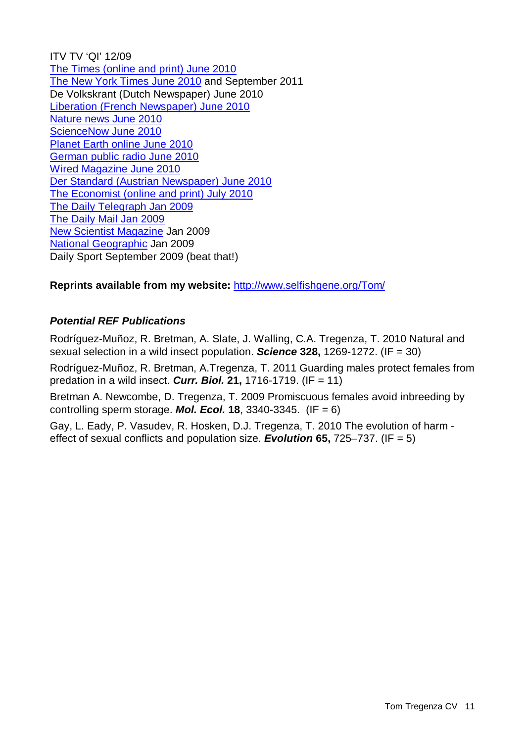ITV TV ‘QI’ 12/09
The Times (online and print) June 2010
The New York Times June 2010 and September 2011
De Volkskrant (Dutch Newspaper) June 2010
Liberation (French Newspaper) June 2010
Nature news June 2010
ScienceNow June 2010
Planet Earth online June 2010
German public radio June 2010
Wired Magazine June 2010
Der Standard (Austrian Newspaper) June 2010
The Economist (online and print) July 2010
The Daily Telegraph Jan 2009
The Daily Mail Jan 2009
New Scientist Magazine Jan 2009
National Geographic Jan 2009
Daily Sport September 2009 (beat that!)

**Reprints available from my website:** http://www.selfishgene.org/Tom/

***Potential REF Publications***

Rodríguez-Muñoz, R. Bretman, A. Slate, J. Walling, C.A. Tregenza, T. 2010 Natural and sexual selection in a wild insect population. ***Science*** **328,** 1269-1272. (IF = 30)

Rodríguez-Muñoz, R. Bretman, A.Tregenza, T. 2011 Guarding males protect females from predation in a wild insect. ***Curr. Biol.*** **21,** 1716-1719. (IF = 11)

Bretman A. Newcombe, D. Tregenza, T. 2009 Promiscuous females avoid inbreeding by controlling sperm storage. ***Mol. Ecol.*** **18**, 3340-3345. (IF = 6)

Gay, L. Eady, P. Vasudev, R. Hosken, D.J. Tregenza, T. 2010 The evolution of harm - effect of sexual conflicts and population size. ***Evolution*** **65,** 725–737. (IF = 5)